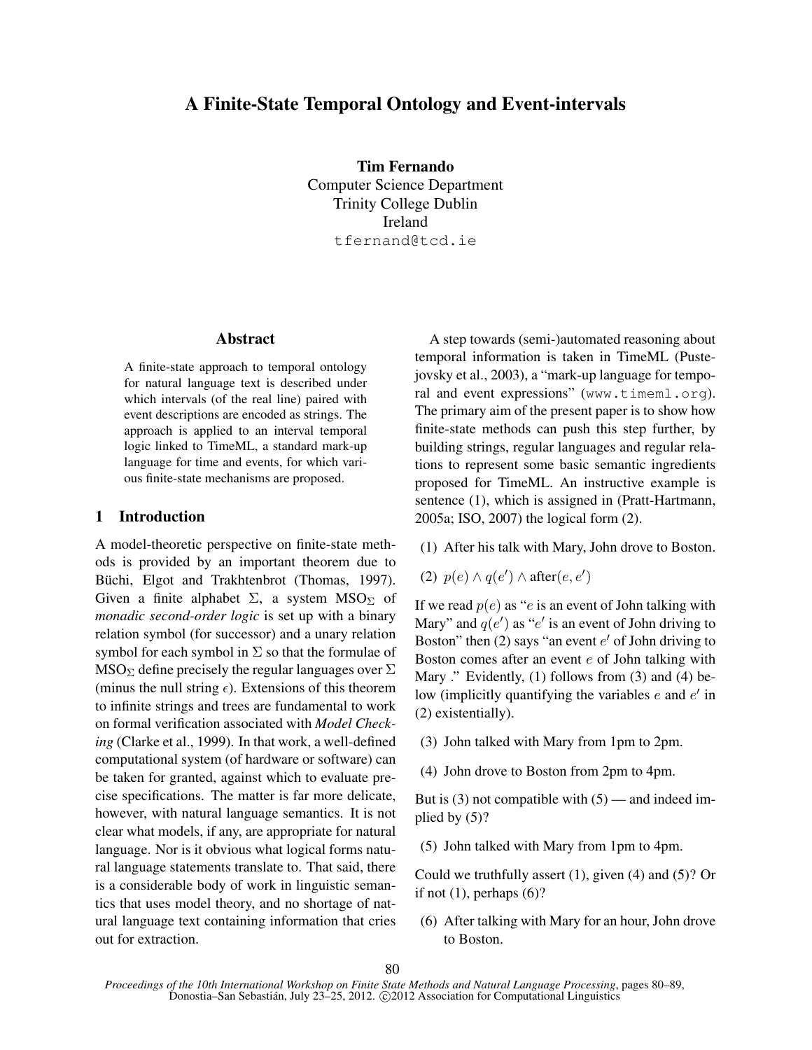# A Finite-State Temporal Ontology and Event-intervals

**Tim Fernando**
Computer Science Department
Trinity College Dublin
Ireland
tfernand@tcd.ie

## Abstract

A finite-state approach to temporal ontology for natural language text is described under which intervals (of the real line) paired with event descriptions are encoded as strings. The approach is applied to an interval temporal logic linked to TimeML, a standard mark-up language for time and events, for which various finite-state mechanisms are proposed.

## 1 Introduction

A model-theoretic perspective on finite-state methods is provided by an important theorem due to Büchi, Elgot and Trakhtenbrot (Thomas, 1997). Given a finite alphabet $\Sigma$, a system $\text{MSO}_\Sigma$ of *monadic second-order logic* is set up with a binary relation symbol (for successor) and a unary relation symbol for each symbol in $\Sigma$ so that the formulae of $\text{MSO}_\Sigma$ define precisely the regular languages over $\Sigma$ (minus the null string $\epsilon$). Extensions of this theorem to infinite strings and trees are fundamental to work on formal verification associated with *Model Checking* (Clarke et al., 1999). In that work, a well-defined computational system (of hardware or software) can be taken for granted, against which to evaluate precise specifications. The matter is far more delicate, however, with natural language semantics. It is not clear what models, if any, are appropriate for natural language. Nor is it obvious what logical forms natural language statements translate to. That said, there is a considerable body of work in linguistic semantics that uses model theory, and no shortage of natural language text containing information that cries out for extraction.

A step towards (semi-)automated reasoning about temporal information is taken in TimeML (Pustejovsky et al., 2003), a "mark-up language for temporal and event expressions" (www.timeml.org). The primary aim of the present paper is to show how finite-state methods can push this step further, by building strings, regular languages and regular relations to represent some basic semantic ingredients proposed for TimeML. An instructive example is sentence (1), which is assigned in (Pratt-Hartmann, 2005a; ISO, 2007) the logical form (2).

(1) After his talk with Mary, John drove to Boston.

(2) $p(e) \wedge q(e') \wedge \text{after}(e, e')$

If we read $p(e)$ as "$e$ is an event of John talking with Mary" and $q(e')$ as "$e'$ is an event of John driving to Boston" then (2) says "an event $e'$ of John driving to Boston comes after an event $e$ of John talking with Mary ." Evidently, (1) follows from (3) and (4) below (implicitly quantifying the variables $e$ and $e'$ in (2) existentially).

(3) John talked with Mary from 1pm to 2pm.

(4) John drove to Boston from 2pm to 4pm.

But is (3) not compatible with (5) — and indeed implied by (5)?

(5) John talked with Mary from 1pm to 4pm.

Could we truthfully assert (1), given (4) and (5)? Or if not (1), perhaps (6)?

(6) After talking with Mary for an hour, John drove to Boston.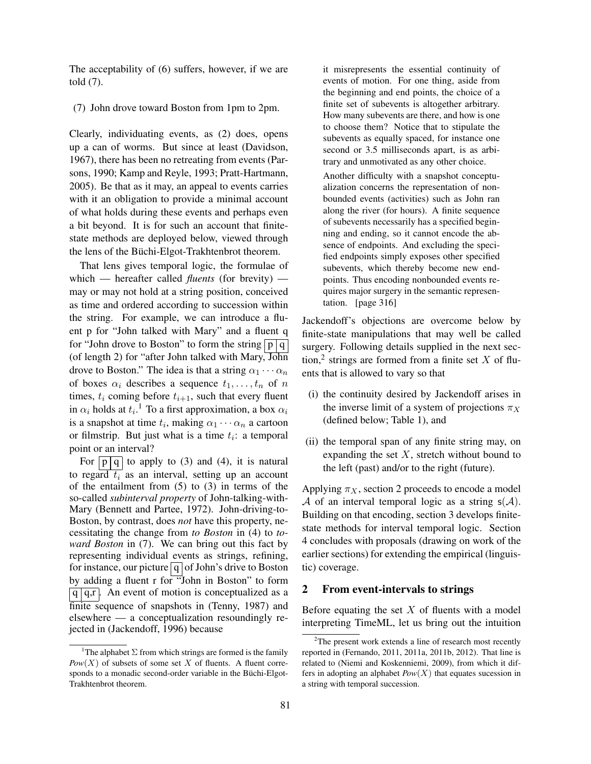The acceptability of (6) suffers, however, if we are told (7).

(7) John drove toward Boston from 1pm to 2pm.

Clearly, individuating events, as (2) does, opens up a can of worms. But since at least (Davidson, 1967), there has been no retreating from events (Parsons, 1990; Kamp and Reyle, 1993; Pratt-Hartmann, 2005). Be that as it may, an appeal to events carries with it an obligation to provide a minimal account of what holds during these events and perhaps even a bit beyond. It is for such an account that finite-state methods are deployed below, viewed through the lens of the Büchi-Elgot-Trakhtenbrot theorem.

That lens gives temporal logic, the formulae of which — hereafter called *fluents* (for brevity) — may or may not hold at a string position, conceived as time and ordered according to succession within the string. For example, we can introduce a fluent p for "John talked with Mary" and a fluent q for "John drove to Boston" to form the string $\boxed{p}\boxed{q}$ (of length 2) for "after John talked with Mary, John drove to Boston." The idea is that a string $\alpha_1 \cdots \alpha_n$ of boxes $\alpha_i$ describes a sequence $t_1, \ldots, t_n$ of $n$ times, $t_i$ coming before $t_{i+1}$, such that every fluent in $\alpha_i$ holds at $t_i$.[1] To a first approximation, a box $\alpha_i$ is a snapshot at time $t_i$, making $\alpha_1 \cdots \alpha_n$ a cartoon or filmstrip. But just what is a time $t_i$: a temporal point or an interval?

For $\boxed{p}\boxed{q}$ to apply to (3) and (4), it is natural to regard $t_i$ as an interval, setting up an account of the entailment from (5) to (3) in terms of the so-called *subinterval property* of John-talking-with-Mary (Bennett and Partee, 1972). John-driving-to-Boston, by contrast, does *not* have this property, necessitating the change from *to Boston* in (4) to *toward Boston* in (7). We can bring out this fact by representing individual events as strings, refining, for instance, our picture $\boxed{q}$ of John's drive to Boston by adding a fluent r for "John in Boston" to form $\boxed{q}\boxed{q,r}$. An event of motion is conceptualized as a finite sequence of snapshots in (Tenny, 1987) and elsewhere — a conceptualization resoundingly rejected in (Jackendoff, 1996) because

> it misrepresents the essential continuity of events of motion. For one thing, aside from the beginning and end points, the choice of a finite set of subevents is altogether arbitrary. How many subevents are there, and how is one to choose them? Notice that to stipulate the subevents as equally spaced, for instance one second or 3.5 milliseconds apart, is as arbitrary and unmotivated as any other choice.
>
> Another difficulty with a snapshot conceptualization concerns the representation of nonbounded events (activities) such as John ran along the river (for hours). A finite sequence of subevents necessarily has a specified beginning and ending, so it cannot encode the absence of endpoints. And excluding the specified endpoints simply exposes other specified subevents, which thereby become new endpoints. Thus encoding nonbounded events requires major surgery in the semantic representation. [page 316]

Jackendoff's objections are overcome below by finite-state manipulations that may well be called surgery. Following details supplied in the next section,[2] strings are formed from a finite set $X$ of fluents that is allowed to vary so that

(i) the continuity desired by Jackendoff arises in the inverse limit of a system of projections $\pi_X$ (defined below; Table 1), and

(ii) the temporal span of any finite string may, on expanding the set $X$, stretch without bound to the left (past) and/or to the right (future).

Applying $\pi_X$, section 2 proceeds to encode a model $\mathcal{A}$ of an interval temporal logic as a string $\mathsf{s}(\mathcal{A})$. Building on that encoding, section 3 develops finite-state methods for interval temporal logic. Section 4 concludes with proposals (drawing on work of the earlier sections) for extending the empirical (linguistic) coverage.

## 2 From event-intervals to strings

Before equating the set $X$ of fluents with a model interpreting TimeML, let us bring out the intuition

---

[1] The alphabet $\Sigma$ from which strings are formed is the family *Pow*$(X)$ of subsets of some set $X$ of fluents. A fluent corresponds to a monadic second-order variable in the Büchi-Elgot-Trakhtenbrot theorem.

[2] The present work extends a line of research most recently reported in (Fernando, 2011, 2011a, 2011b, 2012). That line is related to (Niemi and Koskenniemi, 2009), from which it differs in adopting an alphabet *Pow*$(X)$ that equates sucession in a string with temporal succession.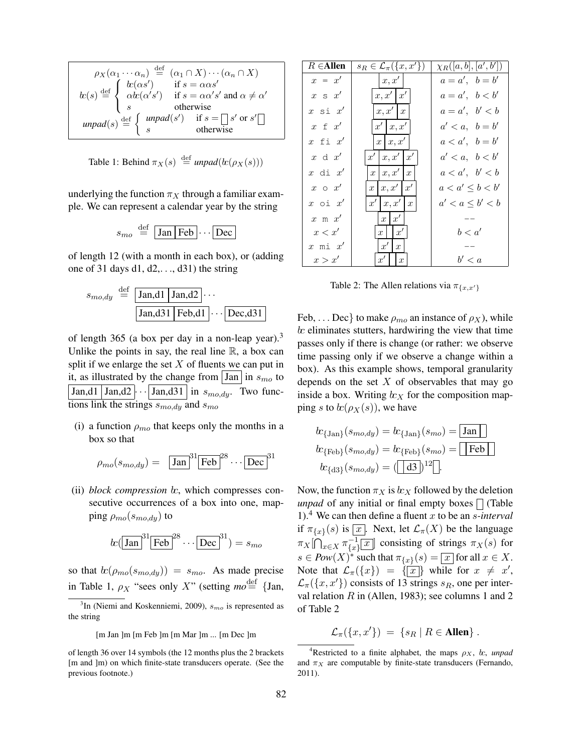$$\rho_X(\alpha_1 \cdots \alpha_n) \stackrel{\text{def}}{=} (\alpha_1 \cap X) \cdots (\alpha_n \cap X)$$

$$bc(s) \stackrel{\text{def}}{=} \begin{cases} bc(\alpha s') & \text{if } s = \alpha\alpha s' \\ \alpha bc(\alpha' s') & \text{if } s = \alpha\alpha' s' \text{ and } \alpha \neq \alpha' \\ s & \text{otherwise} \end{cases}$$

$$unpad(s) \stackrel{\text{def}}{=} \begin{cases} unpad(s') & \text{if } s = \boxed{\phantom{x}}\, s' \text{ or } s' \boxed{\phantom{x}} \\ s & \text{otherwise} \end{cases}$$

Table 1: Behind $\pi_X(s) \stackrel{\text{def}}{=} unpad(bc(\rho_X(s)))$

underlying the function $\pi_X$ through a familiar example. We can represent a calendar year by the string

$$s_{mo} \stackrel{\text{def}}{=} \boxed{\text{Jan}}\boxed{\text{Feb}} \cdots \boxed{\text{Dec}}$$

of length 12 (with a month in each box), or (adding one of 31 days d1, d2,. . ., d31) the string

$$s_{mo,dy} \stackrel{\text{def}}{=} \boxed{\text{Jan,d1}}\boxed{\text{Jan,d2}} \cdots \boxed{\text{Jan,d31}}\boxed{\text{Feb,d1}} \cdots \boxed{\text{Dec,d31}}$$

of length 365 (a box per day in a non-leap year).[3] Unlike the points in say, the real line $\mathbb{R}$, a box can split if we enlarge the set $X$ of fluents we can put in it, as illustrated by the change from $\boxed{\text{Jan}}$ in $s_{mo}$ to $\boxed{\text{Jan,d1}}\boxed{\text{Jan,d2}} \cdots \boxed{\text{Jan,d31}}$ in $s_{mo,dy}$. Two functions link the strings $s_{mo,dy}$ and $s_{mo}$

(i) a function $\rho_{mo}$ that keeps only the months in a box so that

$$\rho_{mo}(s_{mo,dy}) = \boxed{\text{Jan}}^{31}\boxed{\text{Feb}}^{28} \cdots \boxed{\text{Dec}}^{31}$$

(ii) *block compression* $bc$, which compresses consecutive occurrences of a box into one, mapping $\rho_{mo}(s_{mo,dy})$ to

$$bc(\boxed{\text{Jan}}^{31}\boxed{\text{Feb}}^{28} \cdots \boxed{\text{Dec}}^{31}) = s_{mo}$$

so that $bc(\rho_{mo}(s_{mo,dy})) = s_{mo}$. As made precise in Table 1, $\rho_X$ "sees only $X$" (setting $mo \stackrel{\text{def}}{=} \{$Jan, Feb, . . . Dec$\}$ to make $\rho_{mo}$ an instance of $\rho_X$), while $bc$ eliminates stutters, hardwiring the view that time passes only if there is change (or rather: we observe time passing only if we observe a change within a box). As this example shows, temporal granularity depends on the set $X$ of observables that may go inside a box. Writing $bc_X$ for the composition mapping $s$ to $bc(\rho_X(s))$, we have

$$bc_{\{\text{Jan}\}}(s_{mo,dy}) = bc_{\{\text{Jan}\}}(s_{mo}) = \boxed{\text{Jan}}\boxed{\phantom{x}}$$
$$bc_{\{\text{Feb}\}}(s_{mo,dy}) = bc_{\{\text{Feb}\}}(s_{mo}) = \boxed{\phantom{x}}\boxed{\text{Feb}}\boxed{\phantom{x}}$$
$$bc_{\{\text{d3}\}}(s_{mo,dy}) = (\boxed{\phantom{x}}\boxed{\text{d3}})^{12}\boxed{\phantom{x}}.$$

Now, the function $\pi_X$ is $bc_X$ followed by the deletion *unpad* of any initial or final empty boxes $\boxed{\phantom{x}}$ (Table 1).[4] We can then define a fluent $x$ to be an *s-interval* if $\pi_{\{x\}}(s)$ is $\boxed{x}$. Next, let $\mathcal{L}_\pi(X)$ be the language $\pi_X[\![\bigcap_{x \in X} \pi^{-1}_{\{x\}}\boxed{x}]\!]$ consisting of strings $\pi_X(s)$ for $s \in Pow(X)^*$ such that $\pi_{\{x\}}(s) = \boxed{x}$ for all $x \in X$. Note that $\mathcal{L}_\pi(\{x\}) = \{\boxed{x}\}$ while for $x \neq x'$, $\mathcal{L}_\pi(\{x, x'\})$ consists of 13 strings $s_R$, one per interval relation $R$ in (Allen, 1983); see columns 1 and 2 of Table 2

$$\mathcal{L}_\pi(\{x, x'\}) = \{s_R \mid R \in \textbf{Allen}\}.$$

| $R \in$ **Allen** | $s_R \in \mathcal{L}_\pi(\{x, x'\})$ | $\chi_R([a,b],[a',b'])$ |
|---|---|---|
| $x$ = $x'$ | $\boxed{x, x'}$ | $a = a', \ b = b'$ |
| $x$ s $x'$ | $\boxed{x, x'}\boxed{x'}$ | $a = a', \ b < b'$ |
| $x$ si $x'$ | $\boxed{x, x'}\boxed{x}$ | $a = a', \ b' < b$ |
| $x$ f $x'$ | $\boxed{x'}\boxed{x, x'}$ | $a' < a, \ b = b'$ |
| $x$ fi $x'$ | $\boxed{x}\boxed{x, x'}$ | $a < a', \ b = b'$ |
| $x$ d $x'$ | $\boxed{x'}\boxed{x, x'}\boxed{x'}$ | $a' < a, \ b < b'$ |
| $x$ di $x'$ | $\boxed{x}\boxed{x, x'}\boxed{x}$ | $a < a', \ b' < b$ |
| $x$ o $x'$ | $\boxed{x}\boxed{x, x'}\boxed{x'}$ | $a < a' \leq b < b'$ |
| $x$ oi $x'$ | $\boxed{x'}\boxed{x, x'}\boxed{x}$ | $a' < a \leq b' < b$ |
| $x$ m $x'$ | $\boxed{x}\boxed{x'}$ | −− |
| $x < x'$ | $\boxed{x}\boxed{\phantom{x}}\boxed{x'}$ | $b < a'$ |
| $x$ mi $x'$ | $\boxed{x'}\boxed{x}$ | −− |
| $x > x'$ | $\boxed{x'}\boxed{\phantom{x}}\boxed{x}$ | $b' < a$ |

Table 2: The Allen relations via $\pi_{\{x,x'\}}$

[3] In (Niemi and Koskenniemi, 2009), $s_{mo}$ is represented as the string

[m Jan ]m [m Feb ]m [m Mar ]m ... [m Dec ]m

of length 36 over 14 symbols (the 12 months plus the 2 brackets [m and ]m) on which finite-state transducers operate. (See the previous footnote.)

[4] Restricted to a finite alphabet, the maps $\rho_X$, $bc$, *unpad* and $\pi_X$ are computable by finite-state transducers (Fernando, 2011).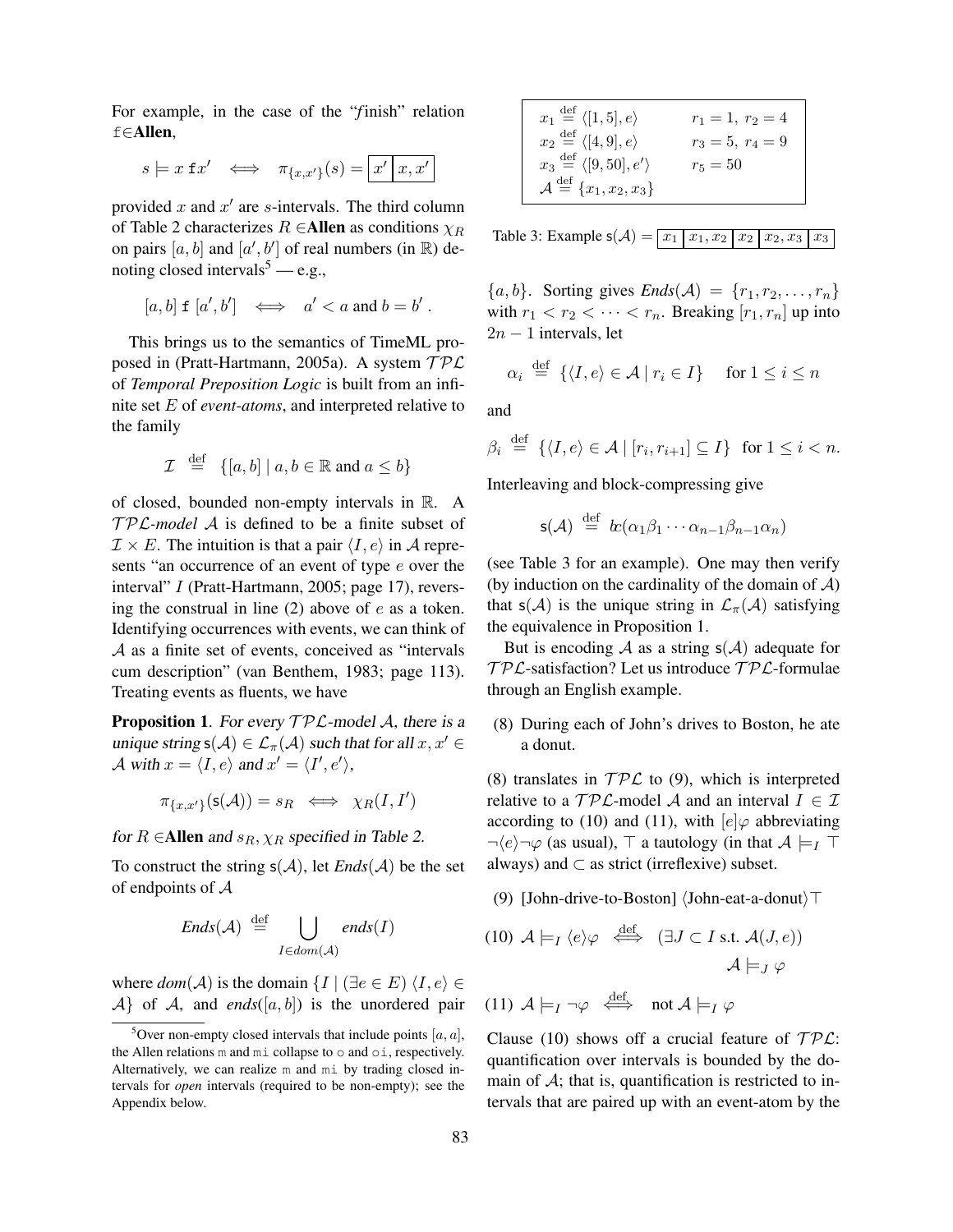For example, in the case of the "*f*inish" relation f∈**Allen**,

$$s \models x \, \mathtt{f} x' \iff \pi_{\{x,x'\}}(s) = \boxed{x'}\boxed{x, x'}$$

provided $x$ and $x'$ are $s$-intervals. The third column of Table 2 characterizes $R \in$**Allen** as conditions $\chi_R$ on pairs $[a, b]$ and $[a', b']$ of real numbers (in $\mathbb{R}$) denoting closed intervals[5] — e.g.,

$$[a, b] \; \mathtt{f} \; [a', b'] \iff a' < a \text{ and } b = b' \, .$$

This brings us to the semantics of TimeML proposed in (Pratt-Hartmann, 2005a). A system $\mathcal{TPL}$ of *Temporal Preposition Logic* is built from an infinite set $E$ of *event-atoms*, and interpreted relative to the family

$$\mathcal{I} \stackrel{\text{def}}{=} \{[a, b] \mid a, b \in \mathbb{R} \text{ and } a \leq b\}$$

of closed, bounded non-empty intervals in $\mathbb{R}$. A $\mathcal{TPL}$*-model* $\mathcal{A}$ is defined to be a finite subset of $\mathcal{I} \times E$. The intuition is that a pair $\langle I, e \rangle$ in $\mathcal{A}$ represents "an occurrence of an event of type $e$ over the interval" $I$ (Pratt-Hartmann, 2005; page 17), reversing the construal in line (2) above of $e$ as a token. Identifying occurrences with events, we can think of $\mathcal{A}$ as a finite set of events, conceived as "intervals cum description" (van Benthem, 1983; page 113). Treating events as fluents, we have

**Proposition 1**. *For every $\mathcal{TPL}$-model $\mathcal{A}$, there is a unique string $\mathsf{s}(\mathcal{A}) \in \mathcal{L}_\pi(\mathcal{A})$ such that for all $x, x' \in \mathcal{A}$ with $x = \langle I, e \rangle$ and $x' = \langle I', e' \rangle$,*

$$\pi_{\{x,x'\}}(\mathsf{s}(\mathcal{A})) = s_R \iff \chi_R(I, I')$$

*for $R \in$**Allen** and $s_R, \chi_R$ specified in Table 2.*

To construct the string $\mathsf{s}(\mathcal{A})$, let *Ends*$(\mathcal{A})$ be the set of endpoints of $\mathcal{A}$

$$\textit{Ends}(\mathcal{A}) \stackrel{\text{def}}{=} \bigcup_{I \in dom(\mathcal{A})} \textit{ends}(I)$$

where *dom*$(\mathcal{A})$ is the domain $\{I \mid (\exists e \in E) \langle I, e \rangle \in \mathcal{A}\}$ of $\mathcal{A}$, and *ends*$([a, b])$ is the unordered pair $\{a, b\}$. Sorting gives *Ends*$(\mathcal{A}) = \{r_1, r_2, \ldots, r_n\}$ with $r_1 < r_2 < \cdots < r_n$. Breaking $[r_1, r_n]$ up into $2n - 1$ intervals, let

$$\alpha_i \stackrel{\text{def}}{=} \{\langle I, e \rangle \in \mathcal{A} \mid r_i \in I\} \quad \text{for } 1 \leq i \leq n$$

and

$$\beta_i \stackrel{\text{def}}{=} \{\langle I, e \rangle \in \mathcal{A} \mid [r_i, r_{i+1}] \subseteq I\} \; \text{ for } 1 \leq i < n.$$

Interleaving and block-compressing give

$$\mathsf{s}(\mathcal{A}) \stackrel{\text{def}}{=} bc(\alpha_1 \beta_1 \cdots \alpha_{n-1} \beta_{n-1} \alpha_n)$$

(see Table 3 for an example). One may then verify (by induction on the cardinality of the domain of $\mathcal{A}$) that $\mathsf{s}(\mathcal{A})$ is the unique string in $\mathcal{L}_\pi(\mathcal{A})$ satisfying the equivalence in Proposition 1.

| | |
|---|---|
| $x_1 \stackrel{\text{def}}{=} \langle [1, 5], e \rangle$ | $r_1 = 1, \; r_2 = 4$ |
| $x_2 \stackrel{\text{def}}{=} \langle [4, 9], e \rangle$ | $r_3 = 5, \; r_4 = 9$ |
| $x_3 \stackrel{\text{def}}{=} \langle [9, 50], e' \rangle$ | $r_5 = 50$ |
| $\mathcal{A} \stackrel{\text{def}}{=} \{x_1, x_2, x_3\}$ | |

Table 3: Example $\mathsf{s}(\mathcal{A}) = \boxed{x_1}\boxed{x_1, x_2}\boxed{x_2}\boxed{x_2, x_3}\boxed{x_3}$

But is encoding $\mathcal{A}$ as a string $\mathsf{s}(\mathcal{A})$ adequate for $\mathcal{TPL}$-satisfaction? Let us introduce $\mathcal{TPL}$-formulae through an English example.

(8) During each of John's drives to Boston, he ate a donut.

(8) translates in $\mathcal{TPL}$ to (9), which is interpreted relative to a $\mathcal{TPL}$-model $\mathcal{A}$ and an interval $I \in \mathcal{I}$ according to (10) and (11), with $[e]\varphi$ abbreviating $\neg\langle e \rangle \neg\varphi$ (as usual), $\top$ a tautology (in that $\mathcal{A} \models_I \top$ always) and $\subset$ as strict (irreflexive) subset.

(9) [John-drive-to-Boston] $\langle$John-eat-a-donut$\rangle\top$

(10) $\mathcal{A} \models_I \langle e \rangle \varphi \stackrel{\text{def}}{\iff} (\exists J \subset I \text{ s.t. } \mathcal{A}(J, e)) \; \mathcal{A} \models_J \varphi$

(11) $\mathcal{A} \models_I \neg\varphi \stackrel{\text{def}}{\iff}$ not $\mathcal{A} \models_I \varphi$

Clause (10) shows off a crucial feature of $\mathcal{TPL}$: quantification over intervals is bounded by the domain of $\mathcal{A}$; that is, quantification is restricted to intervals that are paired up with an event-atom by the

[5] Over non-empty closed intervals that include points $[a, a]$, the Allen relations m and mi collapse to o and oi, respectively. Alternatively, we can realize m and mi by trading closed intervals for *open* intervals (required to be non-empty); see the Appendix below.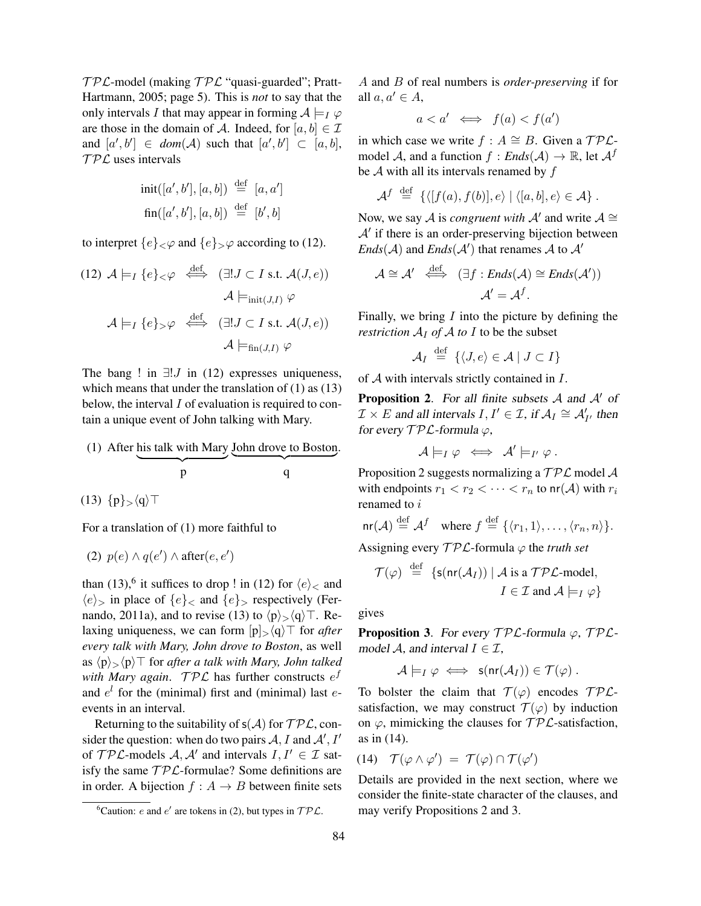$\mathcal{TPL}$-model (making $\mathcal{TPL}$ "quasi-guarded"; Pratt-Hartmann, 2005; page 5). This is *not* to say that the only intervals $I$ that may appear in forming $\mathcal{A} \models_I \varphi$ are those in the domain of $\mathcal{A}$. Indeed, for $[a, b] \in \mathcal{I}$ and $[a', b'] \in dom(\mathcal{A})$ such that $[a', b'] \subset [a, b]$, $\mathcal{TPL}$ uses intervals

$$\text{init}([a', b'], [a, b]) \stackrel{\text{def}}{=} [a, a']$$
$$\text{fin}([a', b'], [a, b]) \stackrel{\text{def}}{=} [b', b]$$

to interpret $\{e\}_< \varphi$ and $\{e\}_> \varphi$ according to (12).

(12)
$$\mathcal{A} \models_I \{e\}_< \varphi \stackrel{\text{def}}{\iff} (\exists! J \subset I \text{ s.t. } \mathcal{A}(J, e)) \; \mathcal{A} \models_{\text{init}(J,I)} \varphi$$
$$\mathcal{A} \models_I \{e\}_> \varphi \stackrel{\text{def}}{\iff} (\exists! J \subset I \text{ s.t. } \mathcal{A}(J, e)) \; \mathcal{A} \models_{\text{fin}(J,I)} \varphi$$

The bang ! in $\exists! J$ in (12) expresses uniqueness, which means that under the translation of (1) as (13) below, the interval $I$ of evaluation is required to contain a unique event of John talking with Mary.

(1) After $\underbrace{\text{his talk with Mary}}_{\mathsf{p}}$ $\underbrace{\text{John drove to Boston}}_{\mathsf{q}}$.

(13) $\{\mathsf{p}\}_> \langle \mathsf{q} \rangle \top$

For a translation of (1) more faithful to

(2) $p(e) \wedge q(e') \wedge \text{after}(e, e')$

than (13),[6] it suffices to drop ! in (12) for $\langle e \rangle_<$ and $\langle e \rangle_>$ in place of $\{e\}_<$ and $\{e\}_>$ respectively (Fernando, 2011a), and to revise (13) to $\langle \mathsf{p} \rangle_> \langle \mathsf{q} \rangle \top$. Relaxing uniqueness, we can form $[\mathsf{p}]_> \langle \mathsf{q} \rangle \top$ for *after every talk with Mary, John drove to Boston*, as well as $\langle \mathsf{p} \rangle_> \langle \mathsf{p} \rangle \top$ for *after a talk with Mary, John talked with Mary again*. $\mathcal{TPL}$ has further constructs $e^f$ and $e^l$ for the (minimal) first and (minimal) last $e$-events in an interval.

Returning to the suitability of $\mathsf{s}(\mathcal{A})$ for $\mathcal{TPL}$, consider the question: when do two pairs $\mathcal{A}, I$ and $\mathcal{A}', I'$ of $\mathcal{TPL}$-models $\mathcal{A}, \mathcal{A}'$ and intervals $I, I' \in \mathcal{I}$ satisfy the same $\mathcal{TPL}$-formulae? Some definitions are in order. A bijection $f : A \to B$ between finite sets $A$ and $B$ of real numbers is *order-preserving* if for all $a, a' \in A$,

$$a < a' \iff f(a) < f(a')$$

in which case we write $f : A \cong B$. Given a $\mathcal{TPL}$-model $\mathcal{A}$, and a function $f : \textit{Ends}(\mathcal{A}) \to \mathbb{R}$, let $\mathcal{A}^f$ be $\mathcal{A}$ with all its intervals renamed by $f$

$$\mathcal{A}^f \stackrel{\text{def}}{=} \{\langle [f(a), f(b)], e \rangle \mid \langle [a, b], e \rangle \in \mathcal{A}\} .$$

Now, we say $\mathcal{A}$ is *congruent with* $\mathcal{A}'$ and write $\mathcal{A} \cong \mathcal{A}'$ if there is an order-preserving bijection between $\textit{Ends}(\mathcal{A})$ and $\textit{Ends}(\mathcal{A}')$ that renames $\mathcal{A}$ to $\mathcal{A}'$

$$\mathcal{A} \cong \mathcal{A}' \stackrel{\text{def}}{\iff} (\exists f : \textit{Ends}(\mathcal{A}) \cong \textit{Ends}(\mathcal{A}')) \; \mathcal{A}' = \mathcal{A}^f .$$

Finally, we bring $I$ into the picture by defining the *restriction* $\mathcal{A}_I$ *of* $\mathcal{A}$ *to* $I$ to be the subset

$$\mathcal{A}_I \stackrel{\text{def}}{=} \{\langle J, e \rangle \in \mathcal{A} \mid J \subset I\}$$

of $\mathcal{A}$ with intervals strictly contained in $I$.

**Proposition 2**. *For all finite subsets $\mathcal{A}$ and $\mathcal{A}'$ of $\mathcal{I} \times E$ and all intervals $I, I' \in \mathcal{I}$, if $\mathcal{A}_I \cong \mathcal{A}'_{I'}$ then for every $\mathcal{TPL}$-formula $\varphi$,*

$$\mathcal{A} \models_I \varphi \iff \mathcal{A}' \models_{I'} \varphi .$$

Proposition 2 suggests normalizing a $\mathcal{TPL}$ model $\mathcal{A}$ with endpoints $r_1 < r_2 < \cdots < r_n$ to $\mathsf{nr}(\mathcal{A})$ with $r_i$ renamed to $i$

$$\mathsf{nr}(\mathcal{A}) \stackrel{\text{def}}{=} \mathcal{A}^f \quad \text{where } f \stackrel{\text{def}}{=} \{\langle r_1, 1 \rangle, \ldots, \langle r_n, n \rangle\}.$$

Assigning every $\mathcal{TPL}$-formula $\varphi$ the *truth set*

$$\mathcal{T}(\varphi) \stackrel{\text{def}}{=} \{\mathsf{s}(\mathsf{nr}(\mathcal{A}_I)) \mid \mathcal{A} \text{ is a } \mathcal{TPL}\text{-model}, \; I \in \mathcal{I} \text{ and } \mathcal{A} \models_I \varphi\}$$

gives

**Proposition 3**. *For every $\mathcal{TPL}$-formula $\varphi$, $\mathcal{TPL}$-model $\mathcal{A}$, and interval $I \in \mathcal{I}$,*

$$\mathcal{A} \models_I \varphi \iff \mathsf{s}(\mathsf{nr}(\mathcal{A}_I)) \in \mathcal{T}(\varphi) .$$

To bolster the claim that $\mathcal{T}(\varphi)$ encodes $\mathcal{TPL}$-satisfaction, we may construct $\mathcal{T}(\varphi)$ by induction on $\varphi$, mimicking the clauses for $\mathcal{TPL}$-satisfaction, as in (14).

(14) $\mathcal{T}(\varphi \wedge \varphi') = \mathcal{T}(\varphi) \cap \mathcal{T}(\varphi')$

Details are provided in the next section, where we consider the finite-state character of the clauses, and may verify Propositions 2 and 3.

[6] Caution: $e$ and $e'$ are tokens in (2), but types in $\mathcal{TPL}$.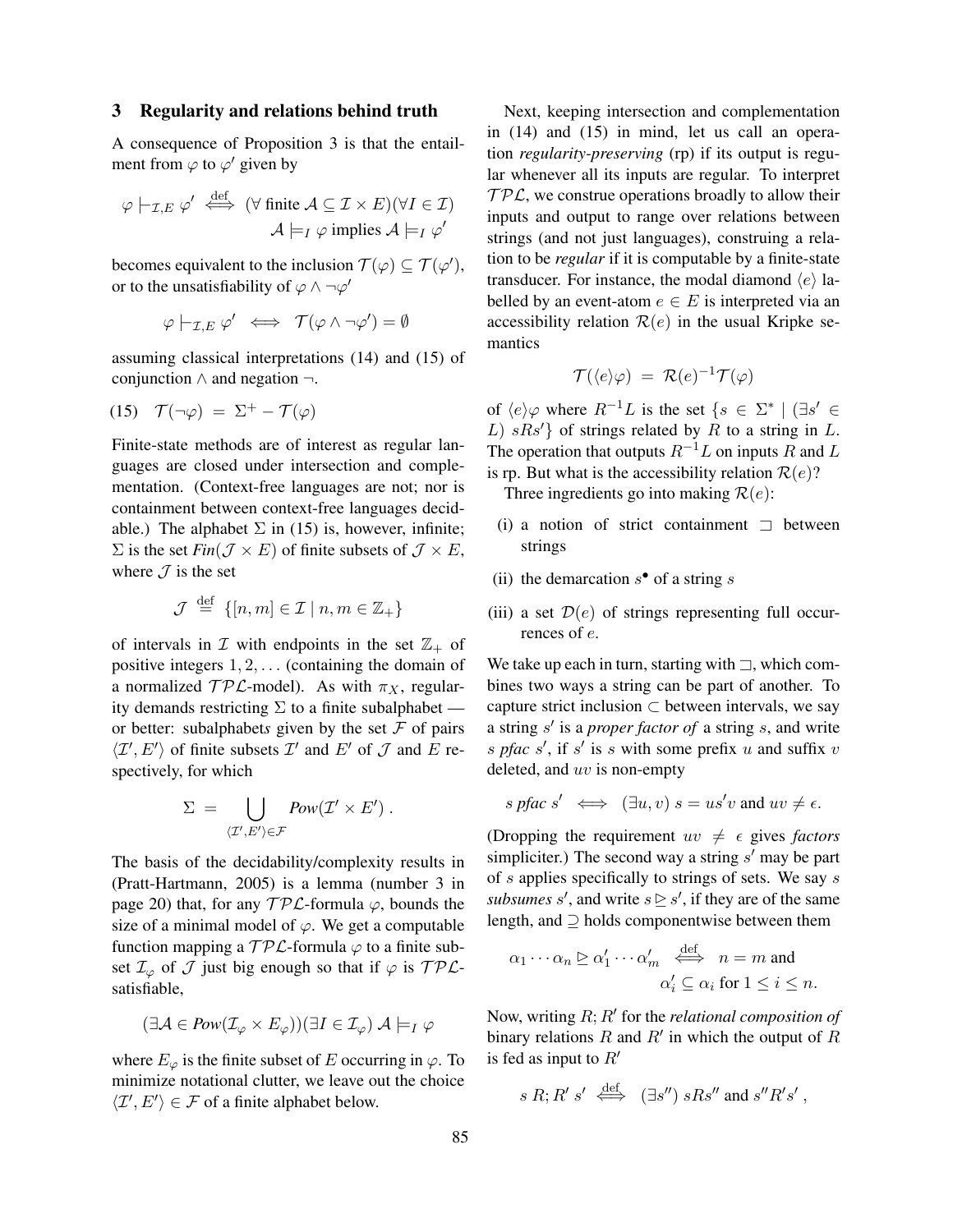## 3 Regularity and relations behind truth

A consequence of Proposition 3 is that the entailment from $\varphi$ to $\varphi'$ given by

$$\varphi \vdash_{\mathcal{I},E} \varphi' \overset{\text{def}}{\iff} (\forall \text{ finite } \mathcal{A} \subseteq \mathcal{I} \times E)(\forall I \in \mathcal{I}) \\ \mathcal{A} \models_I \varphi \text{ implies } \mathcal{A} \models_I \varphi'$$

becomes equivalent to the inclusion $\mathcal{T}(\varphi) \subseteq \mathcal{T}(\varphi')$, or to the unsatisfiability of $\varphi \wedge \neg\varphi'$

$$\varphi \vdash_{\mathcal{I},E} \varphi' \iff \mathcal{T}(\varphi \wedge \neg\varphi') = \emptyset$$

assuming classical interpretations (14) and (15) of conjunction $\wedge$ and negation $\neg$.

(15) $\mathcal{T}(\neg\varphi) = \Sigma^+ - \mathcal{T}(\varphi)$

Finite-state methods are of interest as regular languages are closed under intersection and complementation. (Context-free languages are not; nor is containment between context-free languages decidable.) The alphabet $\Sigma$ in (15) is, however, infinite; $\Sigma$ is the set $\mathit{Fin}(\mathcal{J} \times E)$ of finite subsets of $\mathcal{J} \times E$, where $\mathcal{J}$ is the set

$$\mathcal{J} \overset{\text{def}}{=} \{[n,m] \in \mathcal{I} \mid n, m \in \mathbb{Z}_+\}$$

of intervals in $\mathcal{I}$ with endpoints in the set $\mathbb{Z}_+$ of positive integers $1, 2, \ldots$ (containing the domain of a normalized $\mathcal{TPL}$-model). As with $\pi_X$, regularity demands restricting $\Sigma$ to a finite subalphabet — or better: subalphabet*s* given by the set $\mathcal{F}$ of pairs $\langle \mathcal{I}', E' \rangle$ of finite subsets $\mathcal{I}'$ and $E'$ of $\mathcal{J}$ and $E$ respectively, for which

$$\Sigma = \bigcup_{\langle \mathcal{I}', E' \rangle \in \mathcal{F}} \mathit{Pow}(\mathcal{I}' \times E') .$$

The basis of the decidability/complexity results in (Pratt-Hartmann, 2005) is a lemma (number 3 in page 20) that, for any $\mathcal{TPL}$-formula $\varphi$, bounds the size of a minimal model of $\varphi$. We get a computable function mapping a $\mathcal{TPL}$-formula $\varphi$ to a finite subset $\mathcal{I}_\varphi$ of $\mathcal{J}$ just big enough so that if $\varphi$ is $\mathcal{TPL}$-satisfiable,

$$(\exists \mathcal{A} \in \mathit{Pow}(\mathcal{I}_\varphi \times E_\varphi))(\exists I \in \mathcal{I}_\varphi)\ \mathcal{A} \models_I \varphi$$

where $E_\varphi$ is the finite subset of $E$ occurring in $\varphi$. To minimize notational clutter, we leave out the choice $\langle \mathcal{I}', E' \rangle \in \mathcal{F}$ of a finite alphabet below.

Next, keeping intersection and complementation in (14) and (15) in mind, let us call an operation *regularity-preserving* (rp) if its output is regular whenever all its inputs are regular. To interpret $\mathcal{TPL}$, we construe operations broadly to allow their inputs and output to range over relations between strings (and not just languages), construing a relation to be *regular* if it is computable by a finite-state transducer. For instance, the modal diamond $\langle e \rangle$ labelled by an event-atom $e \in E$ is interpreted via an accessibility relation $\mathcal{R}(e)$ in the usual Kripke semantics

$$\mathcal{T}(\langle e \rangle \varphi) = \mathcal{R}(e)^{-1} \mathcal{T}(\varphi)$$

of $\langle e \rangle \varphi$ where $R^{-1}L$ is the set $\{s \in \Sigma^* \mid (\exists s' \in L)\ sRs'\}$ of strings related by $R$ to a string in $L$. The operation that outputs $R^{-1}L$ on inputs $R$ and $L$ is rp. But what is the accessibility relation $\mathcal{R}(e)$?

Three ingredients go into making $\mathcal{R}(e)$:

(i) a notion of strict containment $\sqsupset$ between strings

(ii) the demarcation $s^\bullet$ of a string $s$

(iii) a set $\mathcal{D}(e)$ of strings representing full occurrences of $e$.

We take up each in turn, starting with $\sqsupset$, which combines two ways a string can be part of another. To capture strict inclusion $\subset$ between intervals, we say a string $s'$ is a *proper factor of* a string $s$, and write $s\ \mathit{pfac}\ s'$, if $s'$ is $s$ with some prefix $u$ and suffix $v$ deleted, and $uv$ is non-empty

$$s\ \mathit{pfac}\ s' \iff (\exists u, v)\ s = us'v \text{ and } uv \neq \epsilon.$$

(Dropping the requirement $uv \neq \epsilon$ gives *factors* simpliciter.) The second way a string $s'$ may be part of $s$ applies specifically to strings of sets. We say $s$ *subsumes* $s'$, and write $s \unrhd s'$, if they are of the same length, and $\supseteq$ holds componentwise between them

$$\alpha_1 \cdots \alpha_n \unrhd \alpha'_1 \cdots \alpha'_m \overset{\text{def}}{\iff} n = m \text{ and} \\ \alpha'_i \subseteq \alpha_i \text{ for } 1 \leq i \leq n.$$

Now, writing $R; R'$ for the *relational composition of* binary relations $R$ and $R'$ in which the output of $R$ is fed as input to $R'$

$$s\ R; R'\ s' \overset{\text{def}}{\iff} (\exists s'')\ sRs'' \text{ and } s''R's' ,$$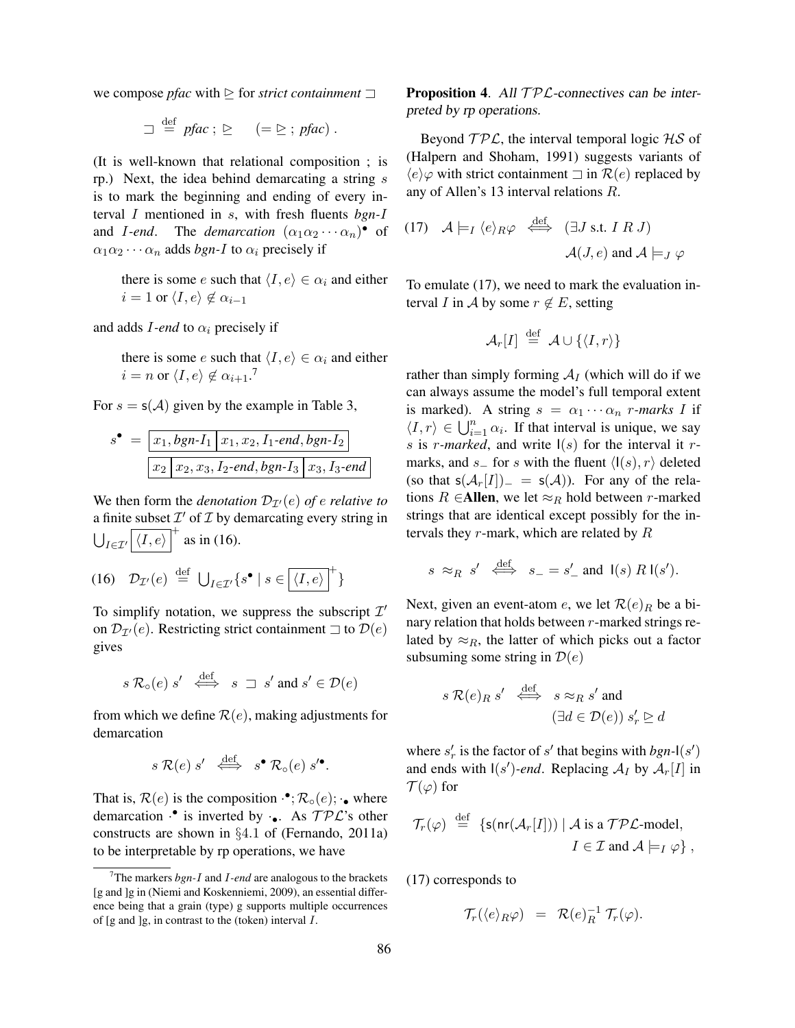we compose *pfac* with $\trianglerighteq$ for *strict containment* $\sqsupset$

$$\sqsupset \ \stackrel{\text{def}}{=} \ pfac \ ; \ \trianglerighteq \qquad (= \trianglerighteq \ ; \ pfac) \ .$$

(It is well-known that relational composition ; is rp.) Next, the idea behind demarcating a string $s$ is to mark the beginning and ending of every interval $I$ mentioned in $s$, with fresh fluents *bgn-$I$* and *$I$-end*. The *demarcation* $(\alpha_1\alpha_2 \cdots \alpha_n)^\bullet$ of $\alpha_1\alpha_2 \cdots \alpha_n$ adds *bgn-$I$* to $\alpha_i$ precisely if

> there is some $e$ such that $\langle I, e\rangle \in \alpha_i$ and either $i = 1$ or $\langle I, e\rangle \notin \alpha_{i-1}$

and adds *$I$-end* to $\alpha_i$ precisely if

> there is some $e$ such that $\langle I, e\rangle \in \alpha_i$ and either $i = n$ or $\langle I, e\rangle \notin \alpha_{i+1}$.[7]

For $s = \mathsf{s}(\mathcal{A})$ given by the example in Table 3,

$$s^\bullet \ = \ \boxed{x_1, bgn\text{-}I_1}\boxed{x_1, x_2, I_1\text{-}end, bgn\text{-}I_2}$$
$$\boxed{x_2}\boxed{x_2, x_3, I_2\text{-}end, bgn\text{-}I_3}\boxed{x_3, I_3\text{-}end}$$

We then form the *denotation* $\mathcal{D}_{\mathcal{I}'}(e)$ *of* $e$ *relative to* a finite subset $\mathcal{I}'$ of $\mathcal{I}$ by demarcating every string in $\bigcup_{I \in \mathcal{I}'} \boxed{\langle I, e\rangle}^+$ as in (16).

$$\text{(16)} \quad \mathcal{D}_{\mathcal{I}'}(e) \ \stackrel{\text{def}}{=} \ \textstyle\bigcup_{I \in \mathcal{I}'} \{s^\bullet \mid s \in \boxed{\langle I, e\rangle}^+\}$$

To simplify notation, we suppress the subscript $\mathcal{I}'$ on $\mathcal{D}_{\mathcal{I}'}(e)$. Restricting strict containment $\sqsupset$ to $\mathcal{D}(e)$ gives

$$s \ \mathcal{R}_\circ(e) \ s' \ \stackrel{\text{def}}{\iff} \ s \ \sqsupset \ s' \text{ and } s' \in \mathcal{D}(e)$$

from which we define $\mathcal{R}(e)$, making adjustments for demarcation

$$s \ \mathcal{R}(e) \ s' \ \stackrel{\text{def}}{\iff} \ s^\bullet \ \mathcal{R}_\circ(e) \ s'^\bullet .$$

That is, $\mathcal{R}(e)$ is the composition $\cdot^\bullet ; \mathcal{R}_\circ(e); \cdot_\bullet$ where demarcation $\cdot^\bullet$ is inverted by $\cdot_\bullet$. As $\mathcal{TPL}$'s other constructs are shown in §4.1 of (Fernando, 2011a) to be interpretable by rp operations, we have

**Proposition 4**. *All $\mathcal{TPL}$-connectives can be interpreted by* rp *operations.*

Beyond $\mathcal{TPL}$, the interval temporal logic $\mathcal{HS}$ of (Halpern and Shoham, 1991) suggests variants of $\langle e \rangle \varphi$ with strict containment $\sqsupset$ in $\mathcal{R}(e)$ replaced by any of Allen's 13 interval relations $R$.

$$\text{(17)} \quad \mathcal{A} \models_I \langle e \rangle_R \varphi \ \stackrel{\text{def}}{\iff} \ (\exists J \text{ s.t. } I \ R \ J) \ \mathcal{A}(J, e) \text{ and } \mathcal{A} \models_J \varphi$$

To emulate (17), we need to mark the evaluation interval $I$ in $\mathcal{A}$ by some $r \notin E$, setting

$$\mathcal{A}_r[I] \ \stackrel{\text{def}}{=} \ \mathcal{A} \cup \{\langle I, r\rangle\}$$

rather than simply forming $\mathcal{A}_I$ (which will do if we can always assume the model's full temporal extent is marked). A string $s = \alpha_1 \cdots \alpha_n$ *$r$-marks* $I$ if $\langle I, r\rangle \in \bigcup_{i=1}^n \alpha_i$. If that interval is unique, we say $s$ is *$r$-marked*, and write $\mathsf{I}(s)$ for the interval it $r$-marks, and $s_-$ for $s$ with the fluent $\langle \mathsf{I}(s), r\rangle$ deleted (so that $\mathsf{s}(\mathcal{A}_r[I])_- = \mathsf{s}(\mathcal{A})$). For any of the relations $R \in$**Allen**, we let $\approx_R$ hold between $r$-marked strings that are identical except possibly for the intervals they $r$-mark, which are related by $R$

$$s \ \approx_R \ s' \ \stackrel{\text{def}}{\iff} \ s_- = s'_- \text{ and } \mathsf{I}(s) \ R \ \mathsf{I}(s').$$

Next, given an event-atom $e$, we let $\mathcal{R}(e)_R$ be a binary relation that holds between $r$-marked strings related by $\approx_R$, the latter of which picks out a factor subsuming some string in $\mathcal{D}(e)$

$$s \ \mathcal{R}(e)_R \ s' \ \stackrel{\text{def}}{\iff} \ s \approx_R s' \text{ and } (\exists d \in \mathcal{D}(e)) \ s'_r \trianglerighteq d$$

where $s'_r$ is the factor of $s'$ that begins with *bgn-$\mathsf{I}(s')$* and ends with *$\mathsf{I}(s')$-end*. Replacing $\mathcal{A}_I$ by $\mathcal{A}_r[I]$ in $\mathcal{T}(\varphi)$ for

$$\mathcal{T}_r(\varphi) \ \stackrel{\text{def}}{=} \ \{\mathsf{s}(\mathsf{nr}(\mathcal{A}_r[I])) \mid \mathcal{A} \text{ is a } \mathcal{TPL}\text{-model}, \ I \in \mathcal{I} \text{ and } \mathcal{A} \models_I \varphi\} \ ,$$

(17) corresponds to

$$\mathcal{T}_r(\langle e \rangle_R \varphi) \ = \ \mathcal{R}(e)_R^{-1} \ \mathcal{T}_r(\varphi).$$

[7] The markers *bgn-$I$* and *$I$-end* are analogous to the brackets [g and ]g in (Niemi and Koskenniemi, 2009), an essential difference being that a grain (type) g supports multiple occurrences of [g and ]g, in contrast to the (token) interval $I$.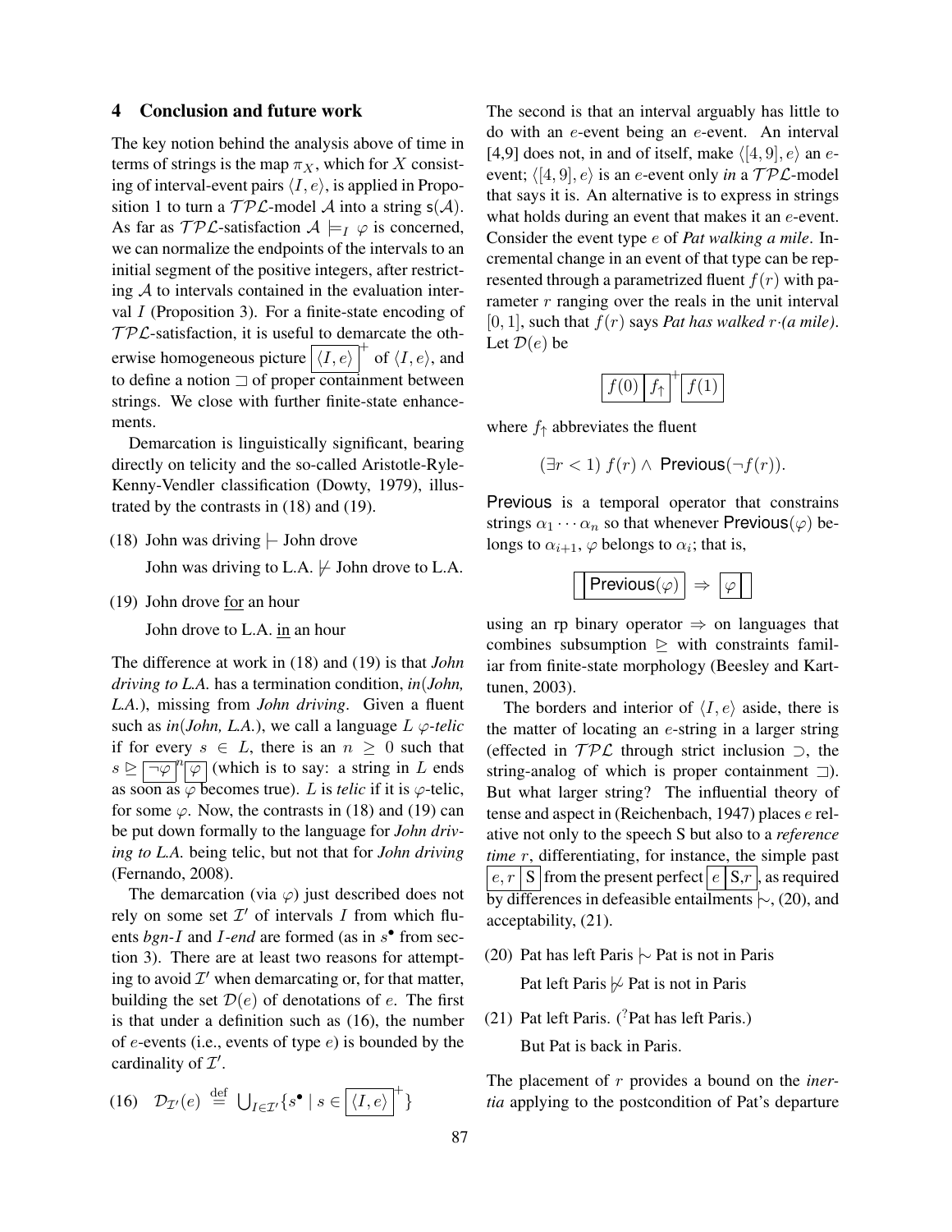## 4 Conclusion and future work

The key notion behind the analysis above of time in terms of strings is the map $\pi_X$, which for $X$ consisting of interval-event pairs $\langle I, e\rangle$, is applied in Proposition 1 to turn a $\mathcal{TPL}$-model $\mathcal{A}$ into a string $\mathsf{s}(\mathcal{A})$. As far as $\mathcal{TPL}$-satisfaction $\mathcal{A} \models_I \varphi$ is concerned, we can normalize the endpoints of the intervals to an initial segment of the positive integers, after restricting $\mathcal{A}$ to intervals contained in the evaluation interval $I$ (Proposition 3). For a finite-state encoding of $\mathcal{TPL}$-satisfaction, it is useful to demarcate the otherwise homogeneous picture $\boxed{\langle I, e\rangle}^+$ of $\langle I, e\rangle$, and to define a notion $\sqsupset$ of proper containment between strings. We close with further finite-state enhancements.

Demarcation is linguistically significant, bearing directly on telicity and the so-called Aristotle-Ryle-Kenny-Vendler classification (Dowty, 1979), illustrated by the contrasts in (18) and (19).

(18) John was driving $\vdash$ John drove

John was driving to L.A. $\not\vdash$ John drove to L.A.

(19) John drove <u>for</u> an hour

John drove to L.A. <u>in</u> an hour

The difference at work in (18) and (19) is that *John driving to L.A.* has a termination condition, *in*(*John, L.A.*), missing from *John driving*. Given a fluent such as *in*(*John, L.A.*), we call a language $L$ $\varphi$*-telic* if for every $s \in L$, there is an $n \geq 0$ such that $s \trianglerighteq \boxed{\neg\varphi}^n \boxed{\varphi}$ (which is to say: a string in $L$ ends as soon as $\varphi$ becomes true). $L$ is *telic* if it is $\varphi$-telic, for some $\varphi$. Now, the contrasts in (18) and (19) can be put down formally to the language for *John driving to L.A.* being telic, but not that for *John driving* (Fernando, 2008).

The demarcation (via $\varphi$) just described does not rely on some set $\mathcal{I}'$ of intervals $I$ from which fluents *bgn-$I$* and *$I$-end* are formed (as in $s^\bullet$ from section 3). There are at least two reasons for attempting to avoid $\mathcal{I}'$ when demarcating or, for that matter, building the set $\mathcal{D}(e)$ of denotations of $e$. The first is that under a definition such as (16), the number of $e$-events (i.e., events of type $e$) is bounded by the cardinality of $\mathcal{I}'$.

(16) $\mathcal{D}_{\mathcal{I}'}(e) \stackrel{\text{def}}{=} \bigcup_{I\in\mathcal{I}'}\{s^\bullet \mid s \in \boxed{\langle I, e\rangle}^+\}$

The second is that an interval arguably has little to do with an $e$-event being an $e$-event. An interval [4,9] does not, in and of itself, make $\langle[4,9], e\rangle$ an $e$-event; $\langle[4,9], e\rangle$ is an $e$-event only *in* a $\mathcal{TPL}$-model that says it is. An alternative is to express in strings what holds during an event that makes it an $e$-event. Consider the event type $e$ of *Pat walking a mile*. Incremental change in an event of that type can be represented through a parametrized fluent $f(r)$ with parameter $r$ ranging over the reals in the unit interval $[0, 1]$, such that $f(r)$ says *Pat has walked $r\cdot$(a mile)*. Let $\mathcal{D}(e)$ be

$$\boxed{f(0)}\boxed{f_\uparrow}^+\boxed{f(1)}$$

where $f_\uparrow$ abbreviates the fluent

$$(\exists r < 1)\ f(r) \wedge \mathsf{Previous}(\neg f(r)).$$

$\mathsf{Previous}$ is a temporal operator that constrains strings $\alpha_1 \cdots \alpha_n$ so that whenever $\mathsf{Previous}(\varphi)$ belongs to $\alpha_{i+1}$, $\varphi$ belongs to $\alpha_i$; that is,

$$\boxed{\phantom{x}}\boxed{\mathsf{Previous}(\varphi)} \Rightarrow \boxed{\varphi}\boxed{\phantom{x}}$$

using an rp binary operator $\Rightarrow$ on languages that combines subsumption $\trianglerighteq$ with constraints familiar from finite-state morphology (Beesley and Karttunen, 2003).

The borders and interior of $\langle I, e\rangle$ aside, there is the matter of locating an $e$-string in a larger string (effected in $\mathcal{TPL}$ through strict inclusion $\supset$, the string-analog of which is proper containment $\sqsupset$). But what larger string? The influential theory of tense and aspect in (Reichenbach, 1947) places $e$ relative not only to the speech S but also to a *reference time* $r$, differentiating, for instance, the simple past $\boxed{e, r}\boxed{\text{S}}$ from the present perfect $\boxed{e}\boxed{\text{S}, r}$, as required by differences in defeasible entailments $\mid\!\sim$, (20), and acceptability, (21).

(20) Pat has left Paris $\mid\!\sim$ Pat is not in Paris

Pat left Paris $\not\mid\!\sim$ Pat is not in Paris

(21) Pat left Paris. ($^?$Pat has left Paris.)

But Pat is back in Paris.

The placement of $r$ provides a bound on the *inertia* applying to the postcondition of Pat's departure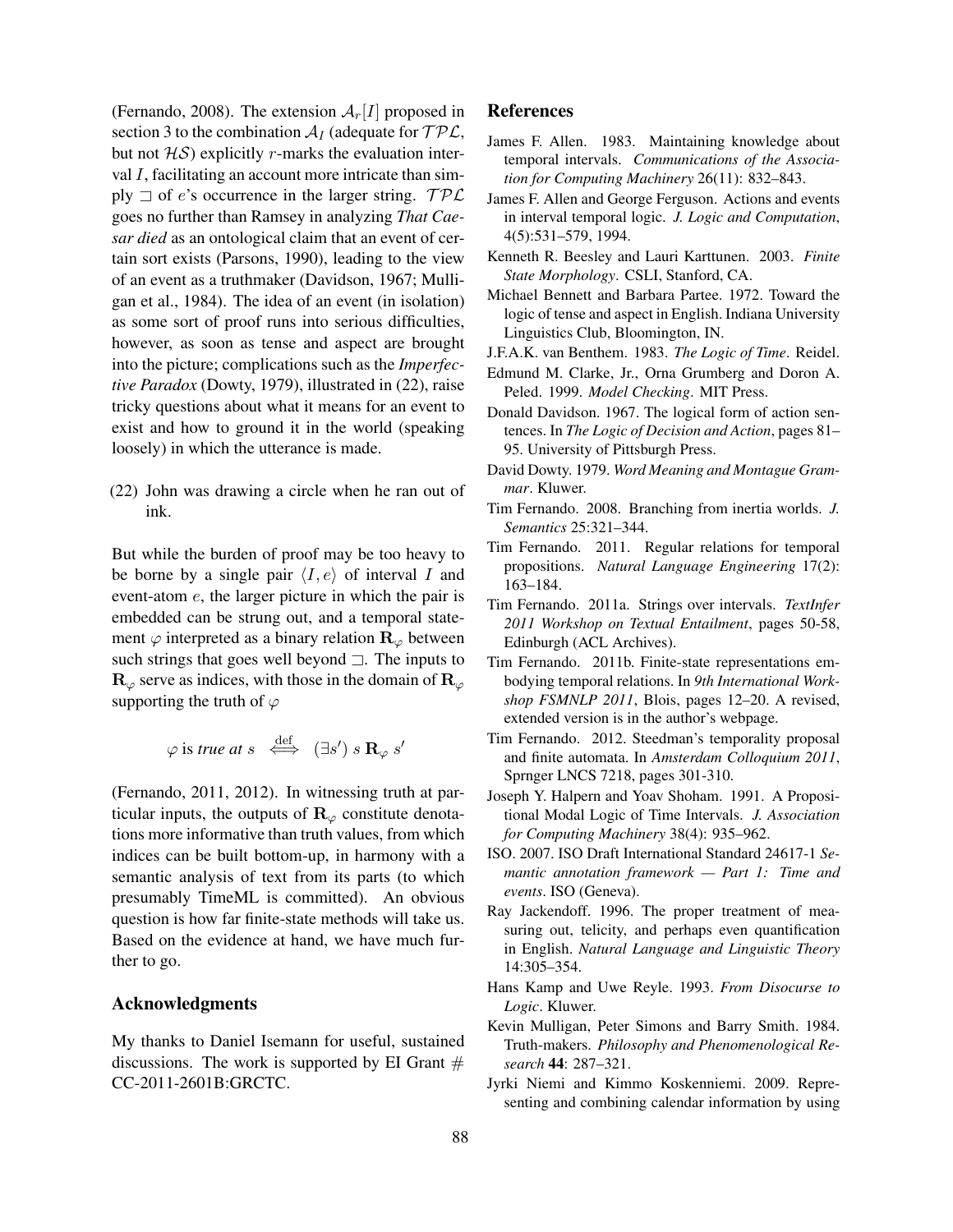(Fernando, 2008). The extension $\mathcal{A}_r[I]$ proposed in section 3 to the combination $\mathcal{A}_I$ (adequate for $\mathcal{TPL}$, but not $\mathcal{HS}$) explicitly $r$-marks the evaluation interval $I$, facilitating an account more intricate than simply $\sqsupset$ of $e$'s occurrence in the larger string. $\mathcal{TPL}$ goes no further than Ramsey in analyzing *That Caesar died* as an ontological claim that an event of certain sort exists (Parsons, 1990), leading to the view of an event as a truthmaker (Davidson, 1967; Mulligan et al., 1984). The idea of an event (in isolation) as some sort of proof runs into serious difficulties, however, as soon as tense and aspect are brought into the picture; complications such as the *Imperfective Paradox* (Dowty, 1979), illustrated in (22), raise tricky questions about what it means for an event to exist and how to ground it in the world (speaking loosely) in which the utterance is made.

(22) John was drawing a circle when he ran out of ink.

But while the burden of proof may be too heavy to be borne by a single pair $\langle I, e \rangle$ of interval $I$ and event-atom $e$, the larger picture in which the pair is embedded can be strung out, and a temporal statement $\varphi$ interpreted as a binary relation $\mathbf{R}_\varphi$ between such strings that goes well beyond $\sqsupset$. The inputs to $\mathbf{R}_\varphi$ serve as indices, with those in the domain of $\mathbf{R}_\varphi$ supporting the truth of $\varphi$

$$\varphi \text{ is } \textit{true at } s \stackrel{\text{def}}{\iff} (\exists s')\, s\, \mathbf{R}_\varphi\, s'$$

(Fernando, 2011, 2012). In witnessing truth at particular inputs, the outputs of $\mathbf{R}_\varphi$ constitute denotations more informative than truth values, from which indices can be built bottom-up, in harmony with a semantic analysis of text from its parts (to which presumably TimeML is committed). An obvious question is how far finite-state methods will take us. Based on the evidence at hand, we have much further to go.

## Acknowledgments

My thanks to Daniel Isemann for useful, sustained discussions. The work is supported by EI Grant # CC-2011-2601B:GRCTC.

## References

James F. Allen. 1983. Maintaining knowledge about temporal intervals. *Communications of the Association for Computing Machinery* 26(11): 832–843.

James F. Allen and George Ferguson. Actions and events in interval temporal logic. *J. Logic and Computation*, 4(5):531–579, 1994.

Kenneth R. Beesley and Lauri Karttunen. 2003. *Finite State Morphology*. CSLI, Stanford, CA.

Michael Bennett and Barbara Partee. 1972. Toward the logic of tense and aspect in English. Indiana University Linguistics Club, Bloomington, IN.

J.F.A.K. van Benthem. 1983. *The Logic of Time*. Reidel.

Edmund M. Clarke, Jr., Orna Grumberg and Doron A. Peled. 1999. *Model Checking*. MIT Press.

Donald Davidson. 1967. The logical form of action sentences. In *The Logic of Decision and Action*, pages 81–95. University of Pittsburgh Press.

David Dowty. 1979. *Word Meaning and Montague Grammar*. Kluwer.

Tim Fernando. 2008. Branching from inertia worlds. *J. Semantics* 25:321–344.

Tim Fernando. 2011. Regular relations for temporal propositions. *Natural Language Engineering* 17(2): 163–184.

Tim Fernando. 2011a. Strings over intervals. *TextInfer 2011 Workshop on Textual Entailment*, pages 50-58, Edinburgh (ACL Archives).

Tim Fernando. 2011b. Finite-state representations embodying temporal relations. In *9th International Workshop FSMNLP 2011*, Blois, pages 12–20. A revised, extended version is in the author's webpage.

Tim Fernando. 2012. Steedman's temporality proposal and finite automata. In *Amsterdam Colloquium 2011*, Sprnger LNCS 7218, pages 301-310.

Joseph Y. Halpern and Yoav Shoham. 1991. A Propositional Modal Logic of Time Intervals. *J. Association for Computing Machinery* 38(4): 935–962.

ISO. 2007. ISO Draft International Standard 24617-1 *Semantic annotation framework — Part 1: Time and events*. ISO (Geneva).

Ray Jackendoff. 1996. The proper treatment of measuring out, telicity, and perhaps even quantification in English. *Natural Language and Linguistic Theory* 14:305–354.

Hans Kamp and Uwe Reyle. 1993. *From Disocurse to Logic*. Kluwer.

Kevin Mulligan, Peter Simons and Barry Smith. 1984. Truth-makers. *Philosophy and Phenomenological Research* **44**: 287–321.

Jyrki Niemi and Kimmo Koskenniemi. 2009. Representing and combining calendar information by using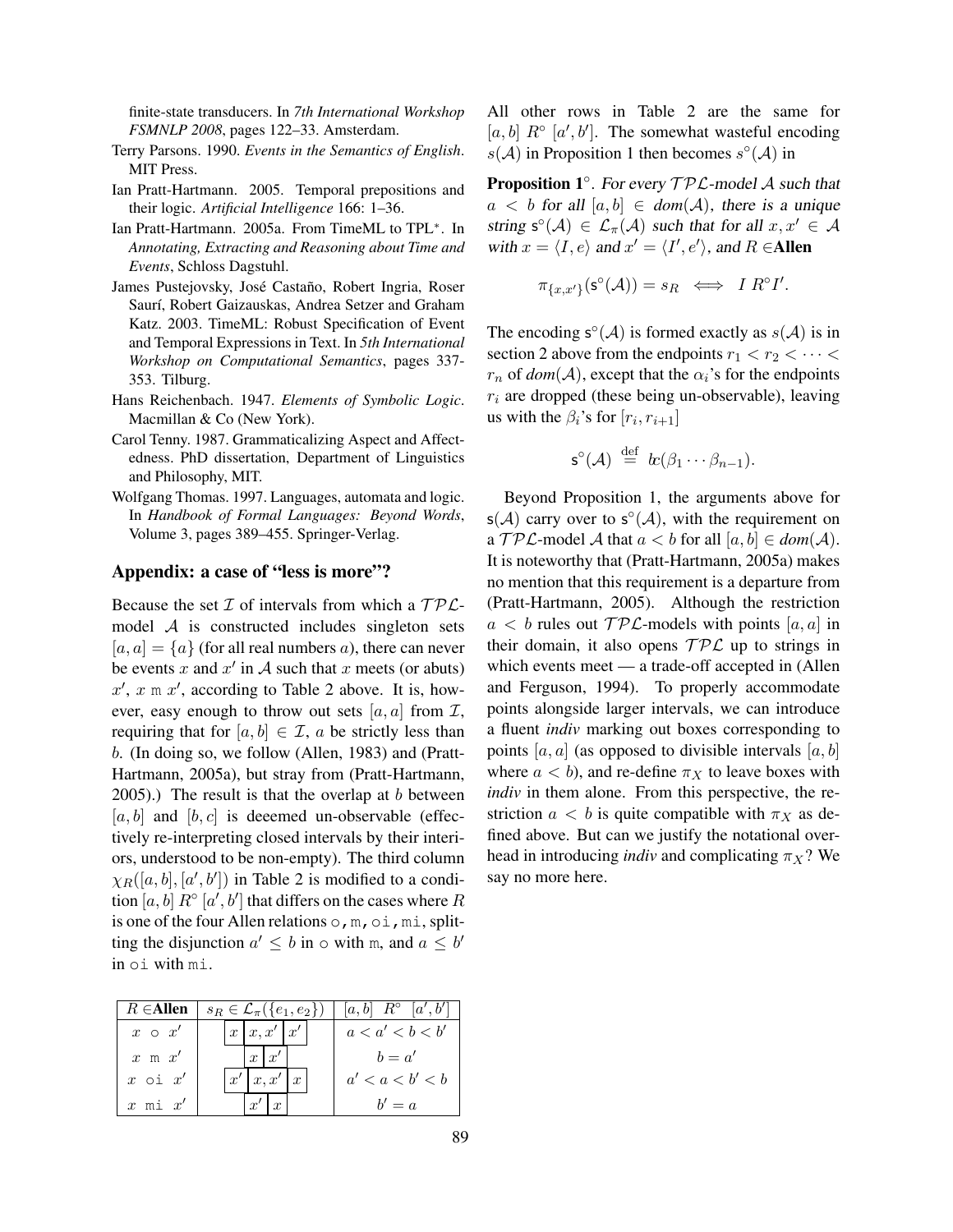finite-state transducers. In *7th International Workshop FSMNLP 2008*, pages 122–33. Amsterdam.

Terry Parsons. 1990. *Events in the Semantics of English*. MIT Press.

Ian Pratt-Hartmann. 2005. Temporal prepositions and their logic. *Artificial Intelligence* 166: 1–36.

Ian Pratt-Hartmann. 2005a. From TimeML to TPL*. In *Annotating, Extracting and Reasoning about Time and Events*, Schloss Dagstuhl.

James Pustejovsky, José Castaño, Robert Ingria, Roser Saurí, Robert Gaizauskas, Andrea Setzer and Graham Katz. 2003. TimeML: Robust Specification of Event and Temporal Expressions in Text. In *5th International Workshop on Computational Semantics*, pages 337-353. Tilburg.

Hans Reichenbach. 1947. *Elements of Symbolic Logic*. Macmillan & Co (New York).

Carol Tenny. 1987. Grammaticalizing Aspect and Affectedness. PhD dissertation, Department of Linguistics and Philosophy, MIT.

Wolfgang Thomas. 1997. Languages, automata and logic. In *Handbook of Formal Languages: Beyond Words*, Volume 3, pages 389–455. Springer-Verlag.

## Appendix: a case of "less is more"?

Because the set $\mathcal{I}$ of intervals from which a $\mathcal{TPL}$-model $\mathcal{A}$ is constructed includes singleton sets $[a,a] = \{a\}$ (for all real numbers $a$), there can never be events $x$ and $x'$ in $\mathcal{A}$ such that $x$ meets (or abuts) $x'$, $x$ m $x'$, according to Table 2 above. It is, however, easy enough to throw out sets $[a,a]$ from $\mathcal{I}$, requiring that for $[a,b] \in \mathcal{I}$, $a$ be strictly less than $b$. (In doing so, we follow (Allen, 1983) and (Pratt-Hartmann, 2005a), but stray from (Pratt-Hartmann, 2005).) The result is that the overlap at $b$ between $[a,b]$ and $[b,c]$ is deeemed un-observable (effectively re-interpreting closed intervals by their interiors, understood to be non-empty). The third column $\chi_R([a,b],[a',b'])$ in Table 2 is modified to a condition $[a,b]\ R^\circ\ [a',b']$ that differs on the cases where $R$ is one of the four Allen relations o, m, oi, mi, splitting the disjunction $a' \leq b$ in o with m, and $a \leq b'$ in oi with mi.

| $R \in$**Allen** | $s_R \in \mathcal{L}_\pi(\{e_1,e_2\})$ | $[a,b]\ R^\circ\ [a',b']$ |
|---|---|---|
| $x$ o $x'$ | $x$ \| $x,x'$ \| $x'$ | $a < a' < b < b'$ |
| $x$ m $x'$ | $x$ \| $x'$ | $b = a'$ |
| $x$ oi $x'$ | $x'$ \| $x,x'$ \| $x$ | $a' < a < b' < b$ |
| $x$ mi $x'$ | $x'$ \| $x$ | $b' = a$ |

All other rows in Table 2 are the same for $[a,b]\ R^\circ\ [a',b']$. The somewhat wasteful encoding $s(\mathcal{A})$ in Proposition 1 then becomes $s^\circ(\mathcal{A})$ in

**Proposition 1°**. *For every $\mathcal{TPL}$-model $\mathcal{A}$ such that $a < b$ for all $[a,b] \in dom(\mathcal{A})$, there is a unique string $\mathsf{s}^\circ(\mathcal{A}) \in \mathcal{L}_\pi(\mathcal{A})$ such that for all $x, x' \in \mathcal{A}$ with $x = \langle I, e\rangle$ and $x' = \langle I', e'\rangle$, and $R \in$***Allen**

$$\pi_{\{x,x'\}}(\mathsf{s}^\circ(\mathcal{A})) = s_R \iff I\ R^\circ I'.$$

The encoding $\mathsf{s}^\circ(\mathcal{A})$ is formed exactly as $s(\mathcal{A})$ is in section 2 above from the endpoints $r_1 < r_2 < \cdots < r_n$ of $dom(\mathcal{A})$, except that the $\alpha_i$'s for the endpoints $r_i$ are dropped (these being un-observable), leaving us with the $\beta_i$'s for $[r_i, r_{i+1}]$

$$\mathsf{s}^\circ(\mathcal{A}) \stackrel{\text{def}}{=} bc(\beta_1 \cdots \beta_{n-1}).$$

Beyond Proposition 1, the arguments above for $\mathsf{s}(\mathcal{A})$ carry over to $\mathsf{s}^\circ(\mathcal{A})$, with the requirement on a $\mathcal{TPL}$-model $\mathcal{A}$ that $a < b$ for all $[a,b] \in dom(\mathcal{A})$. It is noteworthy that (Pratt-Hartmann, 2005a) makes no mention that this requirement is a departure from (Pratt-Hartmann, 2005). Although the restriction $a < b$ rules out $\mathcal{TPL}$-models with points $[a,a]$ in their domain, it also opens $\mathcal{TPL}$ up to strings in which events meet — a trade-off accepted in (Allen and Ferguson, 1994). To properly accommodate points alongside larger intervals, we can introduce a fluent *indiv* marking out boxes corresponding to points $[a,a]$ (as opposed to divisible intervals $[a,b]$ where $a < b$), and re-define $\pi_X$ to leave boxes with *indiv* in them alone. From this perspective, the restriction $a < b$ is quite compatible with $\pi_X$ as defined above. But can we justify the notational overhead in introducing *indiv* and complicating $\pi_X$? We say no more here.